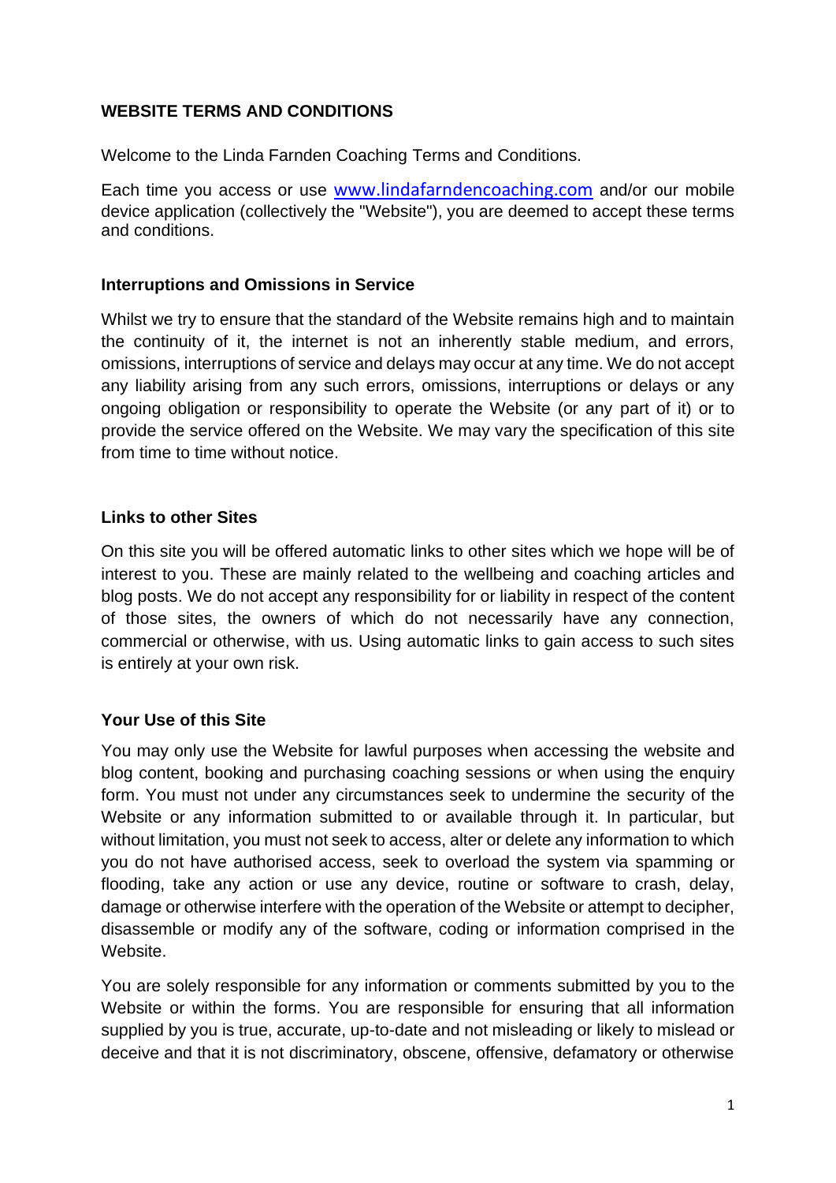**WEBSITE TERMS AND CONDITIONS**

Welcome to the Linda Farnden Coaching Terms and Conditions.

Each time you access or use [www.lindafarndencoaching.com](http://www.lindafarndencoaching.com) and/or our mobile device application (collectively the "Website"), you are deemed to accept these terms and conditions.

**Interruptions and Omissions in Service**

Whilst we try to ensure that the standard of the Website remains high and to maintain the continuity of it, the internet is not an inherently stable medium, and errors, omissions, interruptions of service and delays may occur at any time. We do not accept any liability arising from any such errors, omissions, interruptions or delays or any ongoing obligation or responsibility to operate the Website (or any part of it) or to provide the service offered on the Website. We may vary the specification of this site from time to time without notice.

**Links to other Sites**

On this site you will be offered automatic links to other sites which we hope will be of interest to you. These are mainly related to the wellbeing and coaching articles and blog posts. We do not accept any responsibility for or liability in respect of the content of those sites, the owners of which do not necessarily have any connection, commercial or otherwise, with us. Using automatic links to gain access to such sites is entirely at your own risk.

**Your Use of this Site**

You may only use the Website for lawful purposes when accessing the website and blog content, booking and purchasing coaching sessions or when using the enquiry form. You must not under any circumstances seek to undermine the security of the Website or any information submitted to or available through it. In particular, but without limitation, you must not seek to access, alter or delete any information to which you do not have authorised access, seek to overload the system via spamming or flooding, take any action or use any device, routine or software to crash, delay, damage or otherwise interfere with the operation of the Website or attempt to decipher, disassemble or modify any of the software, coding or information comprised in the Website.

You are solely responsible for any information or comments submitted by you to the Website or within the forms. You are responsible for ensuring that all information supplied by you is true, accurate, up-to-date and not misleading or likely to mislead or deceive and that it is not discriminatory, obscene, offensive, defamatory or otherwise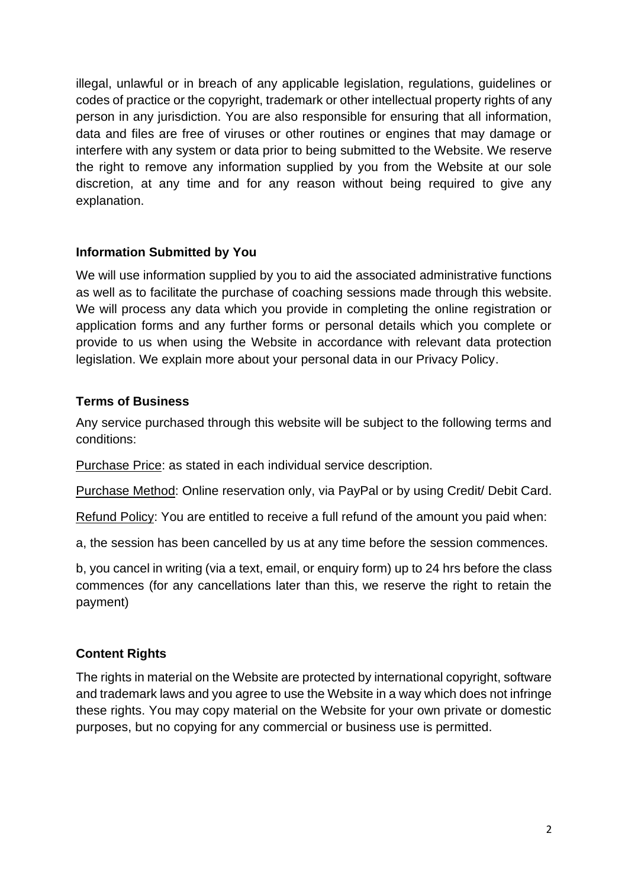illegal, unlawful or in breach of any applicable legislation, regulations, guidelines or codes of practice or the copyright, trademark or other intellectual property rights of any person in any jurisdiction. You are also responsible for ensuring that all information, data and files are free of viruses or other routines or engines that may damage or interfere with any system or data prior to being submitted to the Website. We reserve the right to remove any information supplied by you from the Website at our sole discretion, at any time and for any reason without being required to give any explanation.

**Information Submitted by You**

We will use information supplied by you to aid the associated administrative functions as well as to facilitate the purchase of coaching sessions made through this website. We will process any data which you provide in completing the online registration or application forms and any further forms or personal details which you complete or provide to us when using the Website in accordance with relevant data protection legislation. We explain more about your personal data in our Privacy Policy.

**Terms of Business**

Any service purchased through this website will be subject to the following terms and conditions:

<u>Purchase Price</u>: as stated in each individual service description.

<u>Purchase Method</u>: Online reservation only, via PayPal or by using Credit/ Debit Card.

<u>Refund Policy</u>: You are entitled to receive a full refund of the amount you paid when:

a, the session has been cancelled by us at any time before the session commences.

b, you cancel in writing (via a text, email, or enquiry form) up to 24 hrs before the class commences (for any cancellations later than this, we reserve the right to retain the payment)

**Content Rights**

The rights in material on the Website are protected by international copyright, software and trademark laws and you agree to use the Website in a way which does not infringe these rights. You may copy material on the Website for your own private or domestic purposes, but no copying for any commercial or business use is permitted.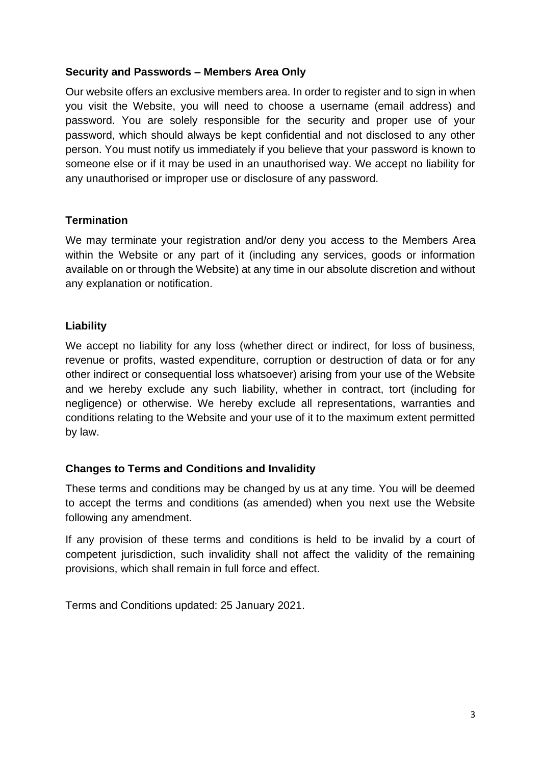### Security and Passwords – Members Area Only

Our website offers an exclusive members area. In order to register and to sign in when you visit the Website, you will need to choose a username (email address) and password. You are solely responsible for the security and proper use of your password, which should always be kept confidential and not disclosed to any other person. You must notify us immediately if you believe that your password is known to someone else or if it may be used in an unauthorised way. We accept no liability for any unauthorised or improper use or disclosure of any password.

### Termination

We may terminate your registration and/or deny you access to the Members Area within the Website or any part of it (including any services, goods or information available on or through the Website) at any time in our absolute discretion and without any explanation or notification.

### Liability

We accept no liability for any loss (whether direct or indirect, for loss of business, revenue or profits, wasted expenditure, corruption or destruction of data or for any other indirect or consequential loss whatsoever) arising from your use of the Website and we hereby exclude any such liability, whether in contract, tort (including for negligence) or otherwise. We hereby exclude all representations, warranties and conditions relating to the Website and your use of it to the maximum extent permitted by law.

### Changes to Terms and Conditions and Invalidity

These terms and conditions may be changed by us at any time. You will be deemed to accept the terms and conditions (as amended) when you next use the Website following any amendment.

If any provision of these terms and conditions is held to be invalid by a court of competent jurisdiction, such invalidity shall not affect the validity of the remaining provisions, which shall remain in full force and effect.

Terms and Conditions updated: 25 January 2021.